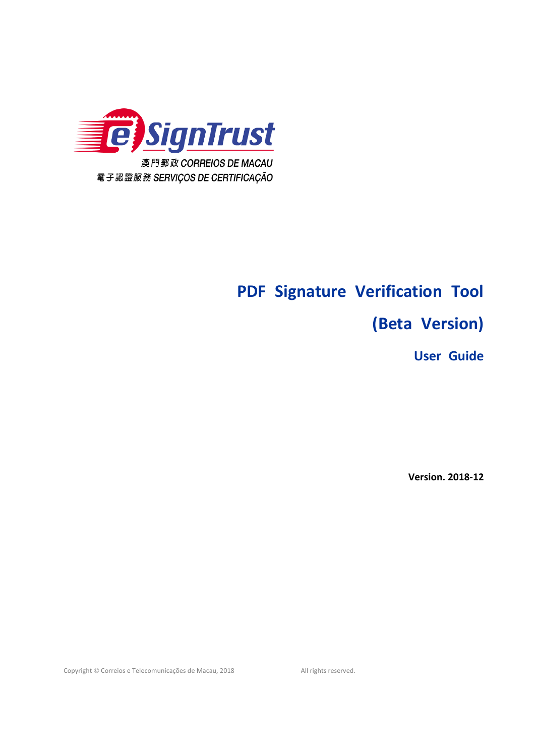eSignTrust

澳門郵政 CORREIOS DE MACAU

電子認證服務 SERVIÇOS DE CERTIFICAÇÃO

# PDF Signature Verification Tool

# (Beta Version)

## User Guide

**Version. 2018-12**

Copyright © Correios e Telecomunicações de Macau, 2018 All rights reserved.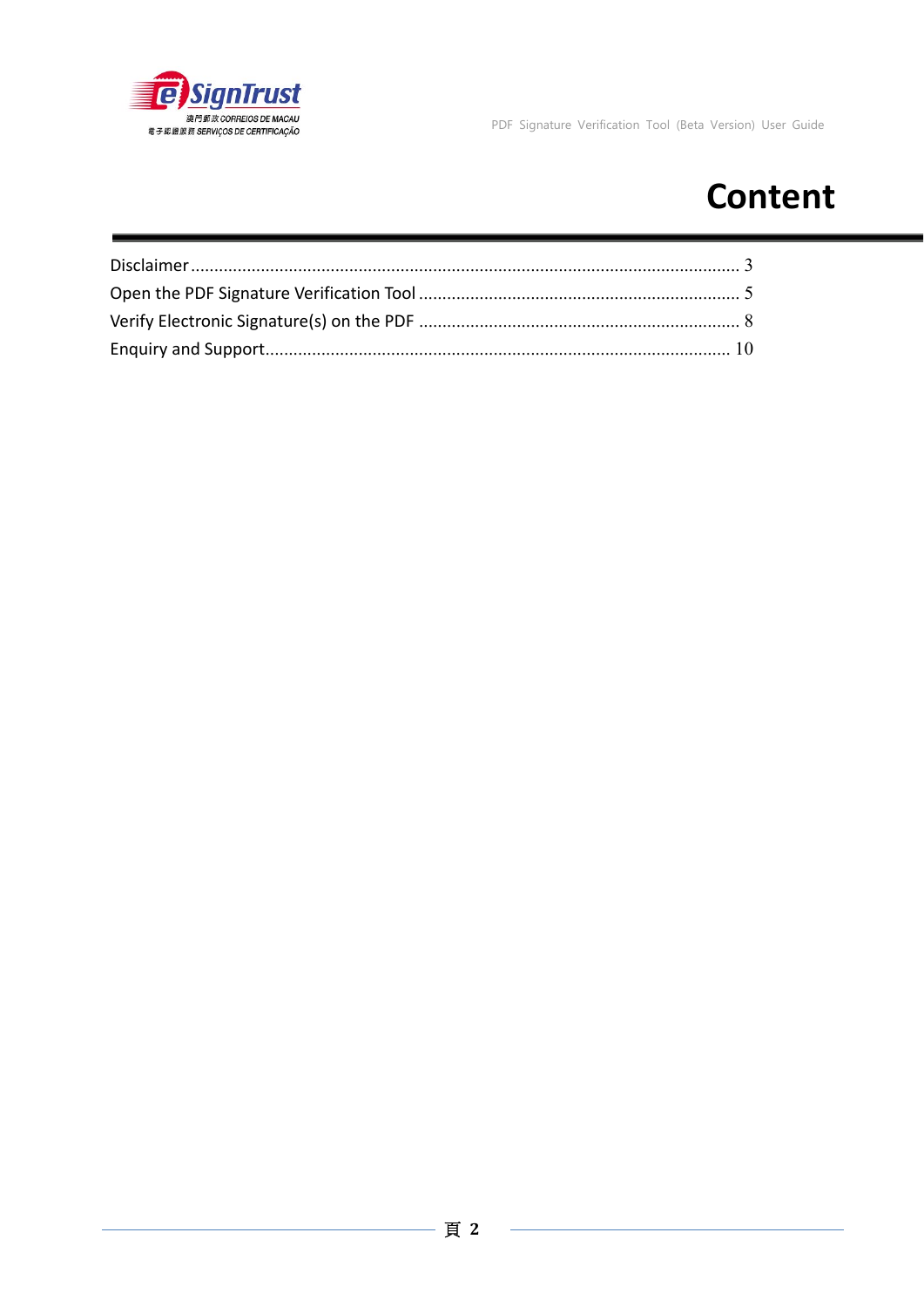# Content

Disclaimer ........................................................................................................ 3

Open the PDF Signature Verification Tool ..................................................................... 5

Verify Electronic Signature(s) on the PDF ..................................................................... 8

Enquiry and Support.................................................................................................. 10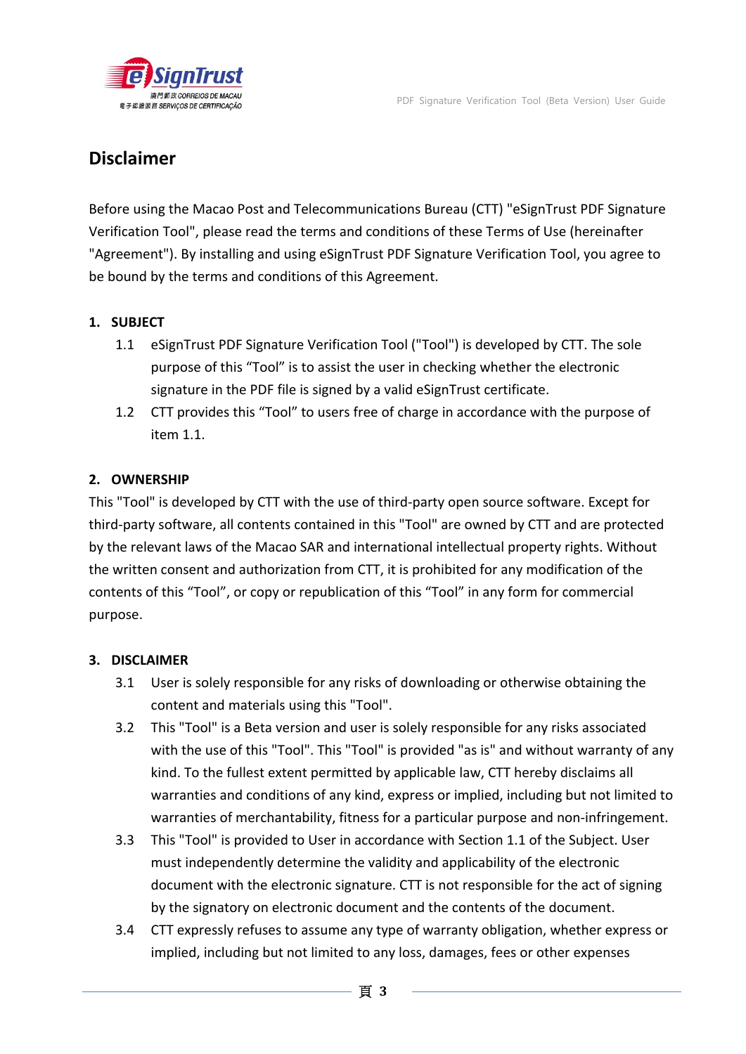# Disclaimer

Before using the Macao Post and Telecommunications Bureau (CTT) "eSignTrust PDF Signature Verification Tool", please read the terms and conditions of these Terms of Use (hereinafter "Agreement"). By installing and using eSignTrust PDF Signature Verification Tool, you agree to be bound by the terms and conditions of this Agreement.

**1. SUBJECT**

1.1 eSignTrust PDF Signature Verification Tool ("Tool") is developed by CTT. The sole purpose of this "Tool" is to assist the user in checking whether the electronic signature in the PDF file is signed by a valid eSignTrust certificate.

1.2 CTT provides this "Tool" to users free of charge in accordance with the purpose of item 1.1.

**2. OWNERSHIP**

This "Tool" is developed by CTT with the use of third-party open source software. Except for third-party software, all contents contained in this "Tool" are owned by CTT and are protected by the relevant laws of the Macao SAR and international intellectual property rights. Without the written consent and authorization from CTT, it is prohibited for any modification of the contents of this "Tool", or copy or republication of this "Tool" in any form for commercial purpose.

**3. DISCLAIMER**

3.1 User is solely responsible for any risks of downloading or otherwise obtaining the content and materials using this "Tool".

3.2 This "Tool" is a Beta version and user is solely responsible for any risks associated with the use of this "Tool". This "Tool" is provided "as is" and without warranty of any kind. To the fullest extent permitted by applicable law, CTT hereby disclaims all warranties and conditions of any kind, express or implied, including but not limited to warranties of merchantability, fitness for a particular purpose and non-infringement.

3.3 This "Tool" is provided to User in accordance with Section 1.1 of the Subject. User must independently determine the validity and applicability of the electronic document with the electronic signature. CTT is not responsible for the act of signing by the signatory on electronic document and the contents of the document.

3.4 CTT expressly refuses to assume any type of warranty obligation, whether express or implied, including but not limited to any loss, damages, fees or other expenses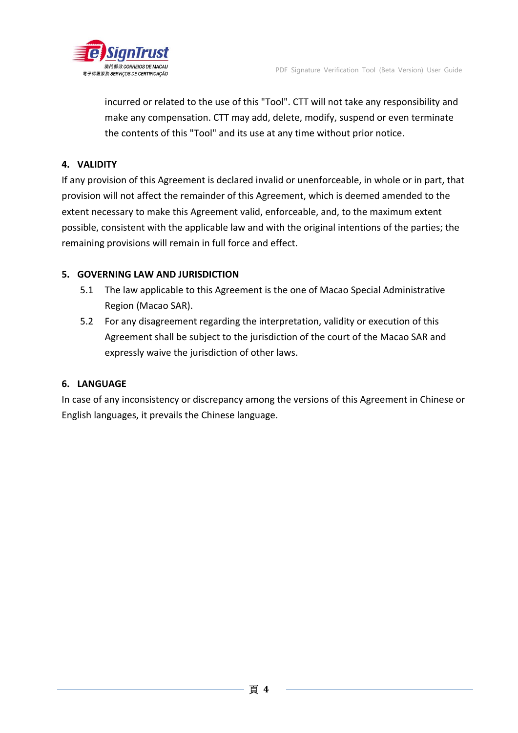incurred or related to the use of this "Tool". CTT will not take any responsibility and make any compensation. CTT may add, delete, modify, suspend or even terminate the contents of this "Tool" and its use at any time without prior notice.

## 4. VALIDITY

If any provision of this Agreement is declared invalid or unenforceable, in whole or in part, that provision will not affect the remainder of this Agreement, which is deemed amended to the extent necessary to make this Agreement valid, enforceable, and, to the maximum extent possible, consistent with the applicable law and with the original intentions of the parties; the remaining provisions will remain in full force and effect.

## 5. GOVERNING LAW AND JURISDICTION

5.1 The law applicable to this Agreement is the one of Macao Special Administrative Region (Macao SAR).

5.2 For any disagreement regarding the interpretation, validity or execution of this Agreement shall be subject to the jurisdiction of the court of the Macao SAR and expressly waive the jurisdiction of other laws.

## 6. LANGUAGE

In case of any inconsistency or discrepancy among the versions of this Agreement in Chinese or English languages, it prevails the Chinese language.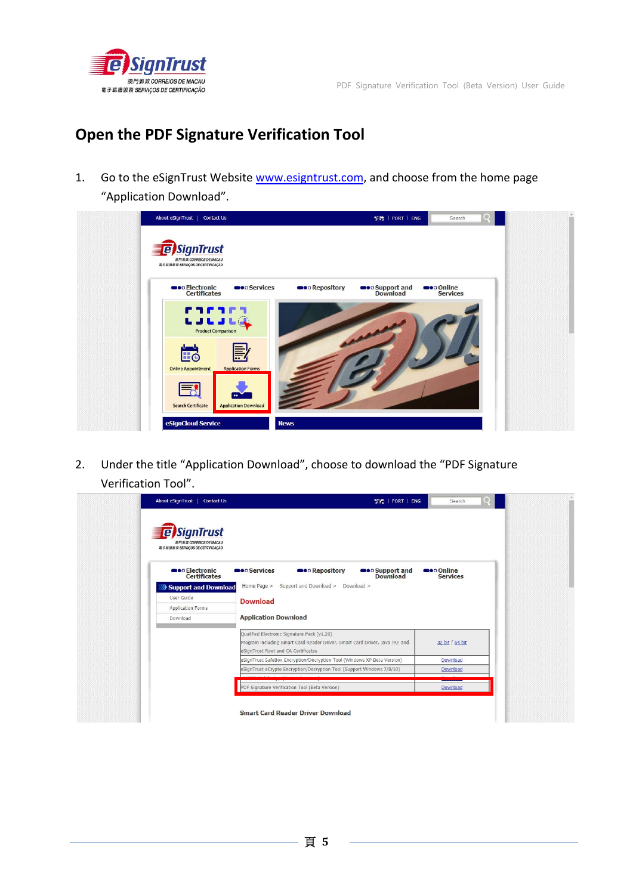## Open the PDF Signature Verification Tool

1. Go to the eSignTrust Website www.esigntrust.com, and choose from the home page “Application Download”.

2. Under the title “Application Download”, choose to download the “PDF Signature Verification Tool”.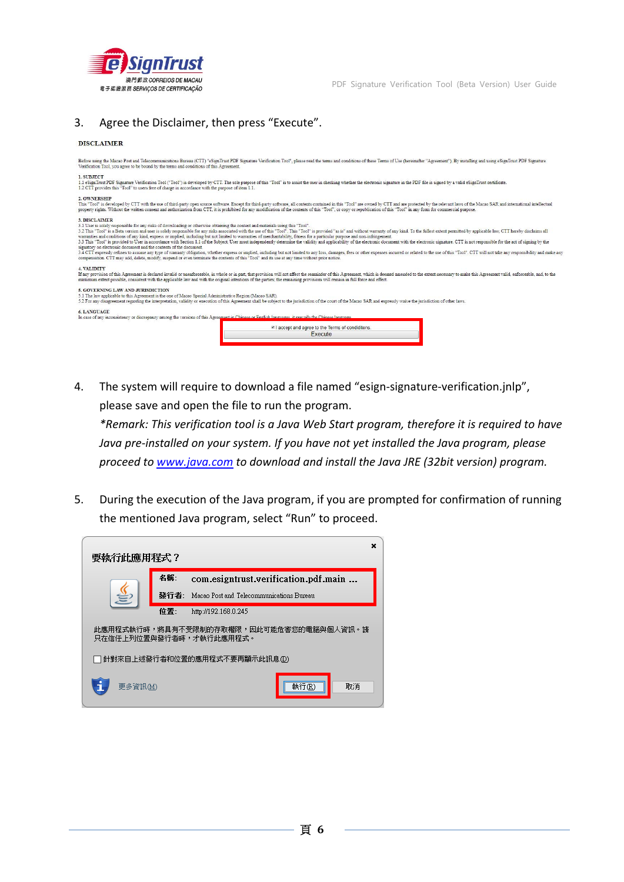3. Agree the Disclaimer, then press "Execute".

**DISCLAIMER**

Before using the Macao Post and Telecommunications Bureau (CTT) "eSignTrust PDF Signature Verification Tool", please read the terms and conditions of these Terms of Use (hereinafter "Agreement"). By installing and using eSignTrust PDF Signature Verification Tool, you agree to be bound by the terms and conditions of this Agreement.

1. SUBJECT
1.1 eSignTrust PDF Signature Verification Tool ("Tool") is developed by CTT. The sole purpose of this "Tool" is to assist the user in checking whether the electronic signature in the PDF file is signed by a valid eSignTrust certificate.
1.2 CTT provides this "Tool" to users free of charge in accordance with the purpose of item 1.1.

2. OWNERSHIP
This "Tool" is developed by CTT with the use of third-party open source software. Except for third-party software, all contents contained in this "Tool" are owned by CTT and are protected by the relevant laws of the Macao SAR and international intellectual property rights. Without the written consent and authorization from CTT, it is prohibited for any modification of the contents of this "Tool", or copy or republication of this "Tool" in any form for commercial purpose.

3. DISCLAIMER
3.1 User is solely responsible for any risks of downloading or otherwise obtaining the content and materials using this "Tool".
3.2 This "Tool" is a Beta version and user is solely responsible for any risks associated with the use of this "Tool". This "Tool" is provided "as is" and without warranty of any kind. To the fullest extent permitted by applicable law, CTT hereby disclaims all warranties and conditions of any kind, express or implied, including but not limited to warranties of merchantability, fitness for a particular purpose and non-infringement.
3.3 This "Tool" is provided to User in accordance with Section 1.1 of the Subject. User must independently determine the validity and applicability of the electronic document with the electronic signature. CTT is not responsible for the act of signing by the signatory on electronic document and the contents of the document.
3.4 CTT expressly refuses to assume any type of warranty obligation, whether express or implied, including but not limited to any loss, damages, fees or other expenses incurred or related to the use of this "Tool". CTT will not take any responsibility and make any compensation. CTT may add, delete, modify, suspend or even terminate the contents of this "Tool" and its use at any time without prior notice.

4. VALIDITY
If any provision of this Agreement is declared invalid or unenforceable, in whole or in part, that provision will not affect the remainder of this Agreement, which is deemed amended to the extent necessary to make this Agreement valid, enforceable, and, to the maximum extent possible, consistent with the applicable law and with the original intentions of the parties; the remaining provisions will remain in full force and effect.

5. GOVERNING LAW AND JURISDICTION
5.1 The law applicable to this Agreement is the one of Macao Special Administrative Region (Macao SAR).
5.2 For any disagreement regarding the interpretation, validity or execution of this Agreement shall be subject to the jurisdiction of the court of the Macao SAR and expressly waive the jurisdiction of other laws.

6. LANGUAGE
In case of any inconsistency or discrepancy among the versions of this Agreement in Chinese or English languages, it prevails the Chinese language.

☑ I accept and agree to the Terms of condititons.

Execute

4. The system will require to download a file named "esign-signature-verification.jnlp", please save and open the file to run the program.
*\*Remark: This verification tool is a Java Web Start program, therefore it is required to have Java pre-installed on your system. If you have not yet installed the Java program, please proceed to [www.java.com](http://www.java.com) to download and install the Java JRE (32bit version) program.*

5. During the execution of the Java program, if you are prompted for confirmation of running the mentioned Java program, select "Run" to proceed.

要執行此應用程式？

名稱： com.esigntrust.verification.pdf.main ...
發行者： Macao Post and Telecommunications Bureau
位置： http://192.168.0.245

此應用程式執行時，將具有不受限制的存取權限，因此可能危害您的電腦與個人資訊。請只在信任上列位置與發行者時，才執行此應用程式。

☐ 針對來自上述發行者和位置的應用程式不要再顯示此訊息(D)

更多資訊(M)　　執行(R)　　取消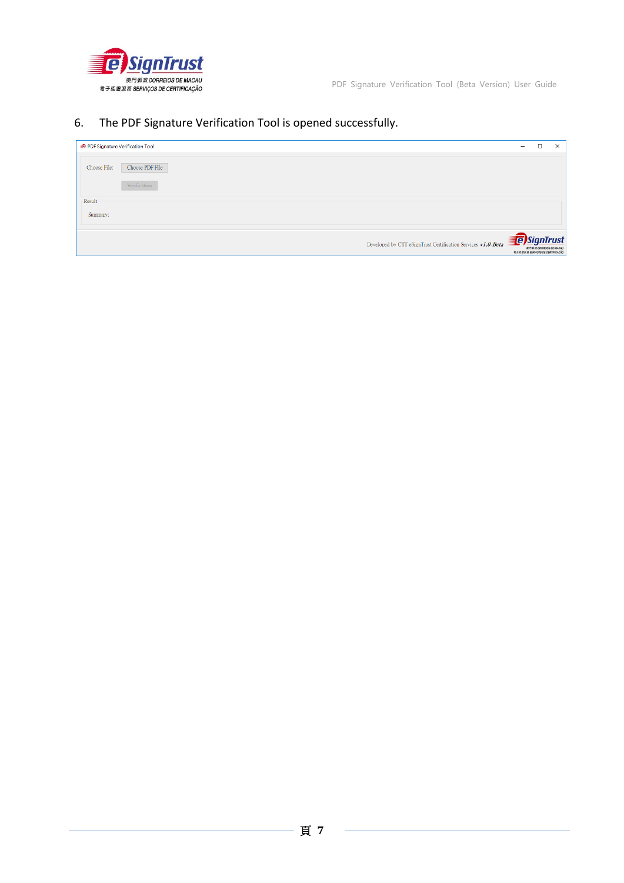6. The PDF Signature Verification Tool is opened successfully.

PDF Signature Verification Tool

Choose File: Choose PDF File

Verification

Result

Summary:

Developed by CTT eSignTrust Certification Services *v1.0-Beta*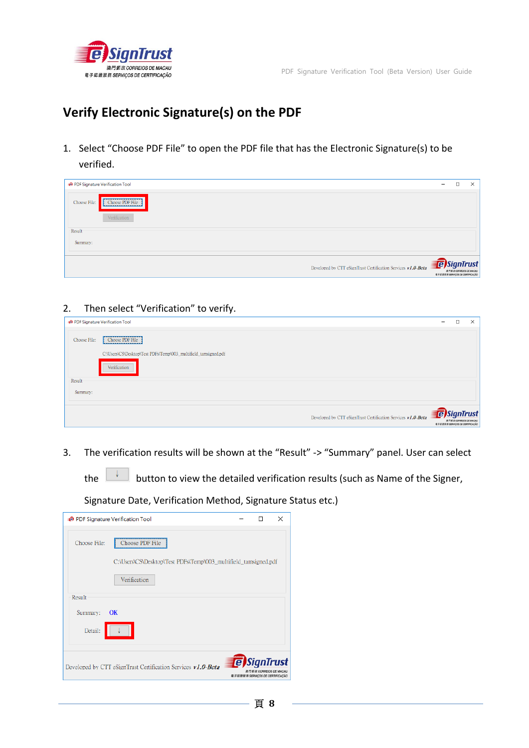# Verify Electronic Signature(s) on the PDF

1. Select “Choose PDF File” to open the PDF file that has the Electronic Signature(s) to be verified.

2. Then select “Verification” to verify.

3. The verification results will be shown at the “Result” -> “Summary” panel. User can select the ↓ button to view the detailed verification results (such as Name of the Signer, Signature Date, Verification Method, Signature Status etc.)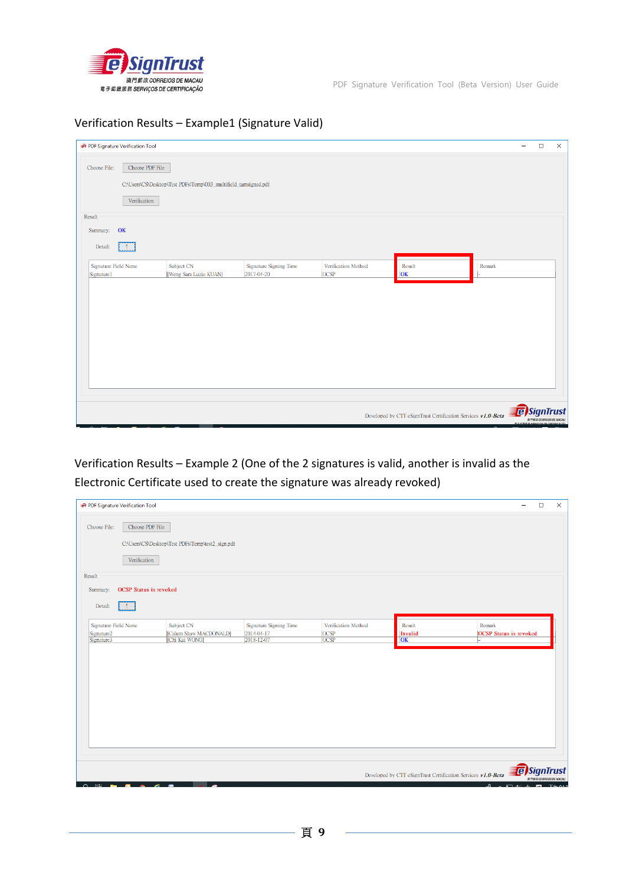Verification Results – Example1 (Signature Valid)

PDF Signature Verification Tool

Choose File: Choose PDF File

C:\Users\CS\Desktop\Test PDFs\Temp\003_multifield_tamsigned.pdf

Verification

Result

Summary: OK

Detail:

| Signature Field Name | Subject CN | Signature Signing Time | Verification Method | Result | Remark |
|---|---|---|---|---|---|
| Signature1 | [Weng Sam Luzia KUAN] | 2017-04-20 | OCSP | OK | - |

Developed by CTT eSignTrust Certification Services v1.0-Beta

Verification Results – Example 2 (One of the 2 signatures is valid, another is invalid as the Electronic Certificate used to create the signature was already revoked)

PDF Signature Verification Tool

Choose File: Choose PDF File

C:\Users\CS\Desktop\Test PDFs\Temp\test2_sign.pdf

Verification

Result

Summary: OCSP Status is revoked

Detail:

| Signature Field Name | Subject CN | Signature Signing Time | Verification Method | Result | Remark |
|---|---|---|---|---|---|
| Signature2 | [Calum Shaw MACDONALD] | 2014-04-17 | OCSP | Invalid | OCSP Status is revoked |
| Signature3 | [Chi Kai WONG] | 2018-12-07 | OCSP | OK | - |

Developed by CTT eSignTrust Certification Services v1.0-Beta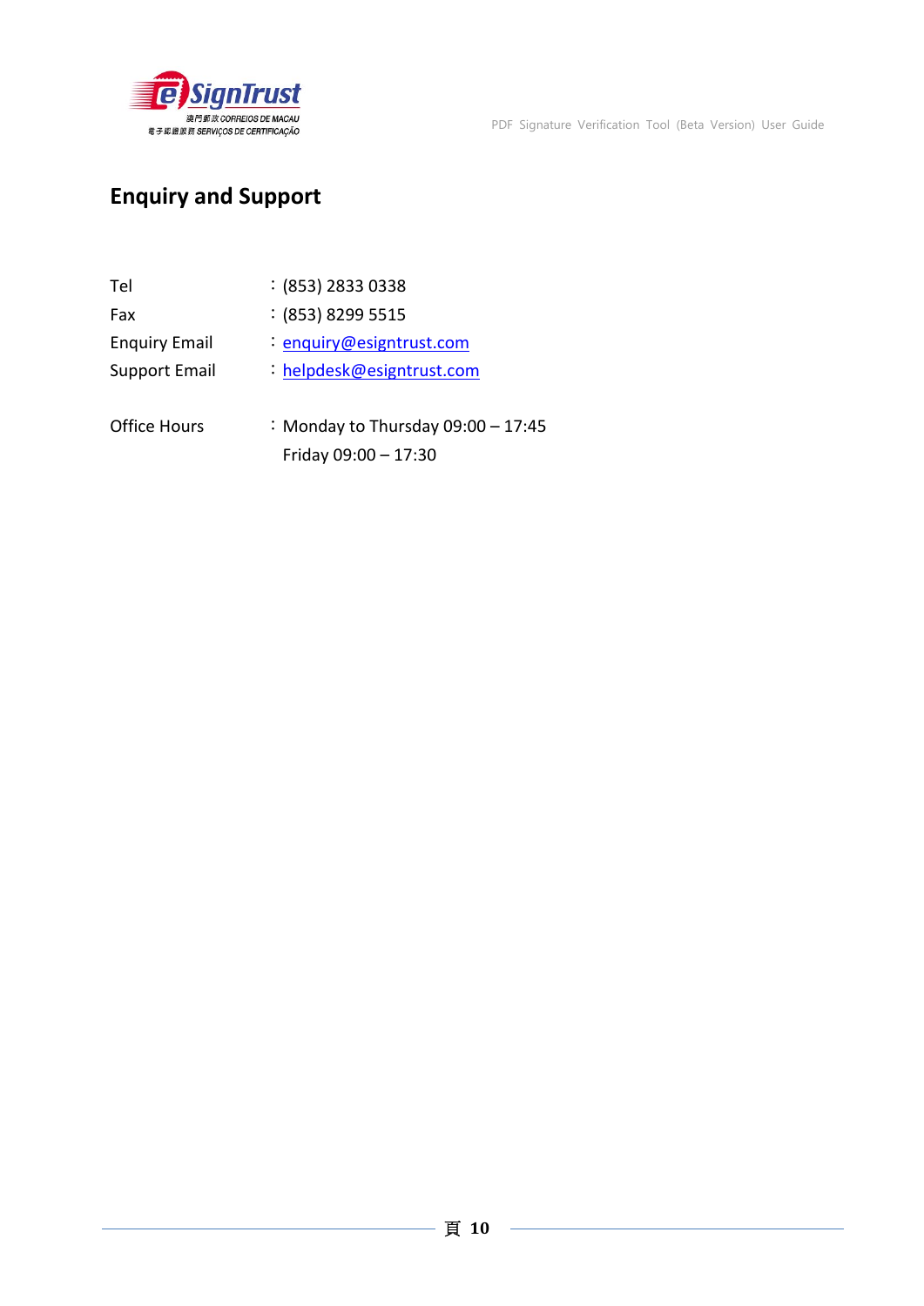## Enquiry and Support

| | |
|---|---|
| Tel | ：(853) 2833 0338 |
| Fax | ：(853) 8299 5515 |
| Enquiry Email | ：enquiry@esigntrust.com |
| Support Email | ：helpdesk@esigntrust.com |
| Office Hours | ：Monday to Thursday 09:00 – 17:45<br>Friday 09:00 – 17:30 |